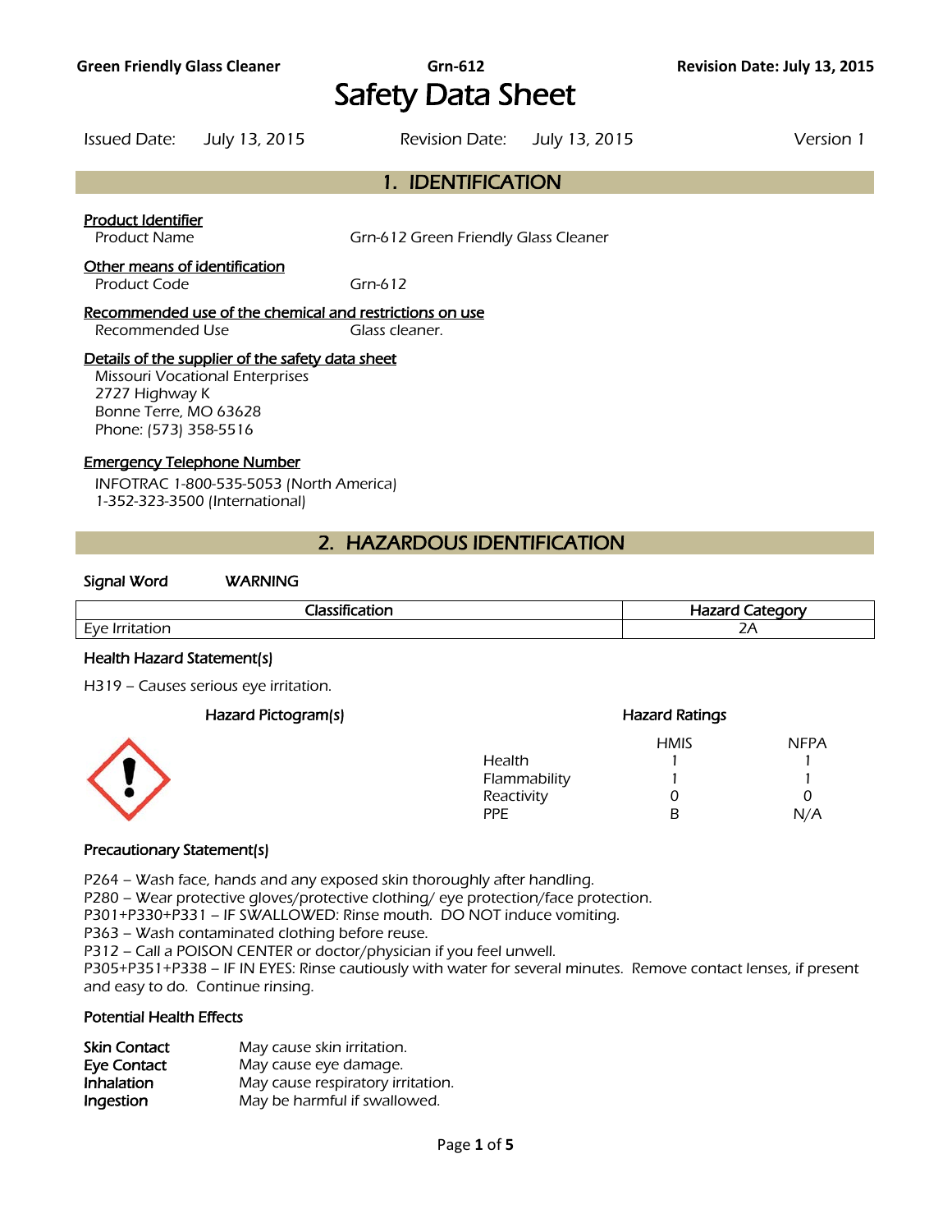# Safety Data Sheet

Issued Date: July 13, 2015 Revision Date: July 13, 2015 Version 1

## 1. IDENTIFICATION

**Product Identifier**

Product Name Grn-612 Green Friendly Glass Cleaner

**Other means of identification**

Product Code Grn-612

**Recommended use of the chemical and restrictions on use**

Recommended Use Glass cleaner.

**Details of the supplier of the safety data sheet**

Missouri Vocational Enterprises
2727 Highway K
Bonne Terre, MO 63628
Phone: (573) 358-5516

**Emergency Telephone Number**

INFOTRAC 1-800-535-5053 (North America)
1-352-323-3500 (International)

## 2. HAZARDOUS IDENTIFICATION

**Signal Word** WARNING

| Classification | Hazard Category |
|---|---|
| Eye Irritation | 2A |

**Health Hazard Statement(s)**

H319 – Causes serious eye irritation.

**Hazard Pictogram(s)**

**Hazard Ratings**

| | HMIS | NFPA |
|---|---|---|
| Health | 1 | 1 |
| Flammability | 1 | 1 |
| Reactivity | 0 | 0 |
| PPE | B | N/A |

**Precautionary Statement(s)**

P264 – Wash face, hands and any exposed skin thoroughly after handling.
P280 – Wear protective gloves/protective clothing/ eye protection/face protection.
P301+P330+P331 – IF SWALLOWED: Rinse mouth. DO NOT induce vomiting.
P363 – Wash contaminated clothing before reuse.
P312 – Call a POISON CENTER or doctor/physician if you feel unwell.
P305+P351+P338 – IF IN EYES: Rinse cautiously with water for several minutes. Remove contact lenses, if present and easy to do. Continue rinsing.

**Potential Health Effects**

**Skin Contact** May cause skin irritation.
**Eye Contact** May cause eye damage.
**Inhalation** May cause respiratory irritation.
**Ingestion** May be harmful if swallowed.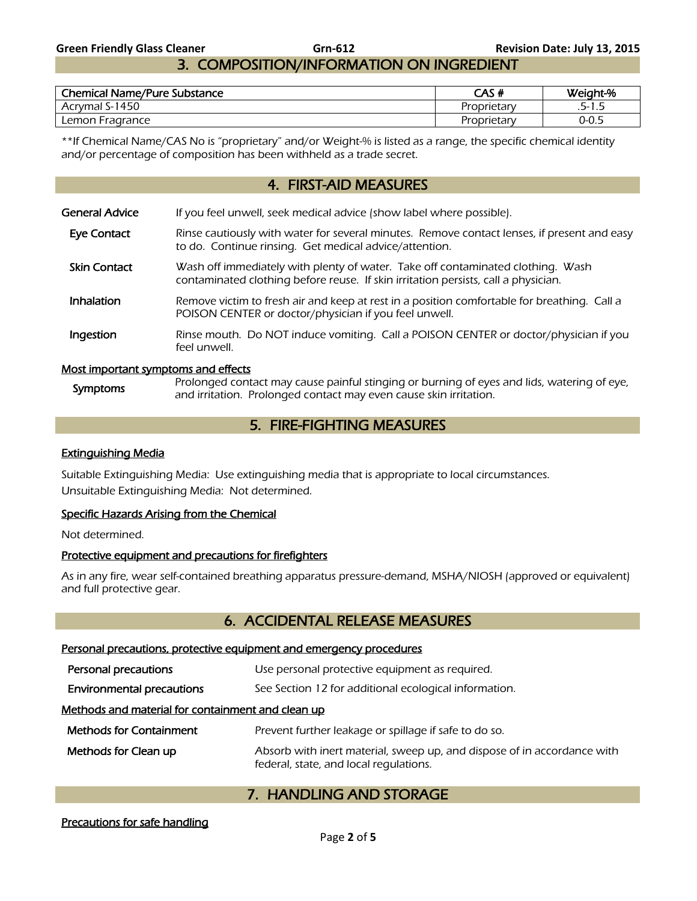## 3. COMPOSITION/INFORMATION ON INGREDIENT

| Chemical Name/Pure Substance | CAS # | Weight-% |
|---|---|---|
| Acrymal S-1450 | Proprietary | .5-1.5 |
| Lemon Fragrance | Proprietary | 0-0.5 |

**If Chemical Name/CAS No is "proprietary" and/or Weight-% is listed as a range, the specific chemical identity and/or percentage of composition has been withheld as a trade secret.

## 4. FIRST-AID MEASURES

**General Advice** — If you feel unwell, seek medical advice (show label where possible).

**Eye Contact** — Rinse cautiously with water for several minutes. Remove contact lenses, if present and easy to do. Continue rinsing. Get medical advice/attention.

**Skin Contact** — Wash off immediately with plenty of water. Take off contaminated clothing. Wash contaminated clothing before reuse. If skin irritation persists, call a physician.

**Inhalation** — Remove victim to fresh air and keep at rest in a position comfortable for breathing. Call a POISON CENTER or doctor/physician if you feel unwell.

**Ingestion** — Rinse mouth. Do NOT induce vomiting. Call a POISON CENTER or doctor/physician if you feel unwell.

### Most important symptoms and effects

**Symptoms** — Prolonged contact may cause painful stinging or burning of eyes and lids, watering of eye, and irritation. Prolonged contact may even cause skin irritation.

## 5. FIRE-FIGHTING MEASURES

### Extinguishing Media

Suitable Extinguishing Media: Use extinguishing media that is appropriate to local circumstances.

Unsuitable Extinguishing Media: Not determined.

### Specific Hazards Arising from the Chemical

Not determined.

### Protective equipment and precautions for firefighters

As in any fire, wear self-contained breathing apparatus pressure-demand, MSHA/NIOSH (approved or equivalent) and full protective gear.

## 6. ACCIDENTAL RELEASE MEASURES

### Personal precautions, protective equipment and emergency procedures

**Personal precautions** — Use personal protective equipment as required.

**Environmental precautions** — See Section 12 for additional ecological information.

### Methods and material for containment and clean up

**Methods for Containment** — Prevent further leakage or spillage if safe to do so.

**Methods for Clean up** — Absorb with inert material, sweep up, and dispose of in accordance with federal, state, and local regulations.

## 7. HANDLING AND STORAGE

### Precautions for safe handling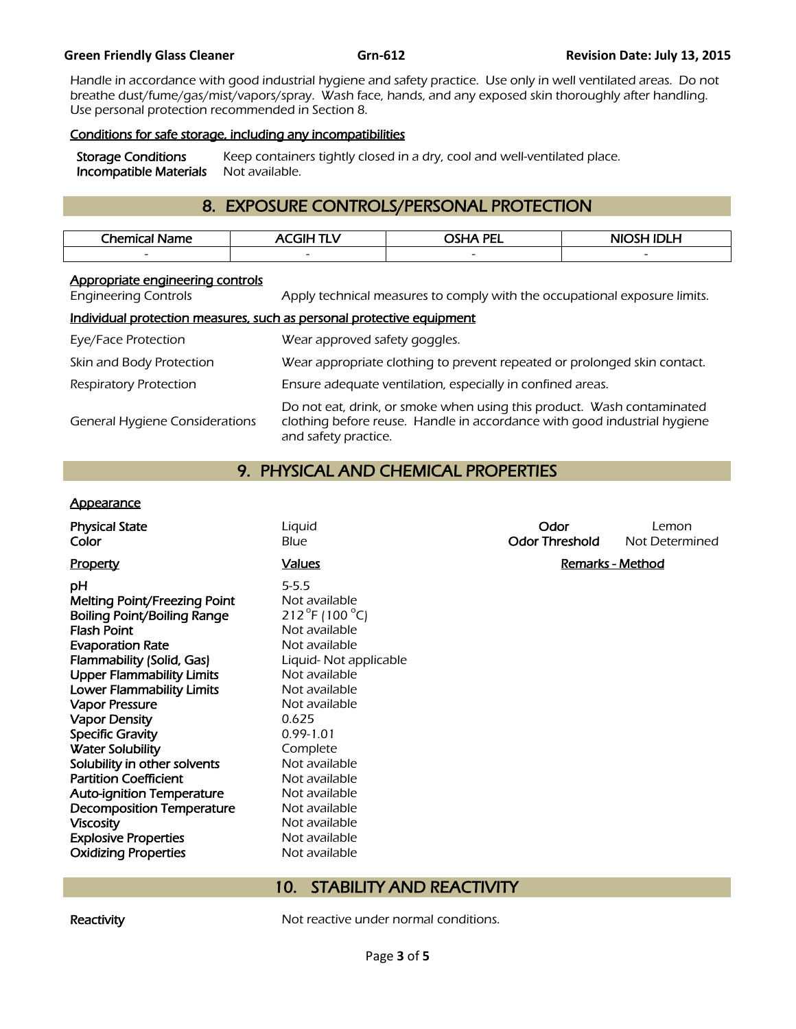Handle in accordance with good industrial hygiene and safety practice. Use only in well ventilated areas. Do not breathe dust/fume/gas/mist/vapors/spray. Wash face, hands, and any exposed skin thoroughly after handling. Use personal protection recommended in Section 8.

Conditions for safe storage, including any incompatibilities

**Storage Conditions** Keep containers tightly closed in a dry, cool and well-ventilated place.
**Incompatible Materials** Not available.

## 8. EXPOSURE CONTROLS/PERSONAL PROTECTION

| Chemical Name | ACGIH TLV | OSHA PEL | NIOSH IDLH |
|---|---|---|---|
| - | - | - | - |

Appropriate engineering controls

| | |
|---|---|
| Engineering Controls | Apply technical measures to comply with the occupational exposure limits. |

Individual protection measures, such as personal protective equipment

| | |
|---|---|
| Eye/Face Protection | Wear approved safety goggles. |
| Skin and Body Protection | Wear appropriate clothing to prevent repeated or prolonged skin contact. |
| Respiratory Protection | Ensure adequate ventilation, especially in confined areas. |
| General Hygiene Considerations | Do not eat, drink, or smoke when using this product. Wash contaminated clothing before reuse. Handle in accordance with good industrial hygiene and safety practice. |

## 9. PHYSICAL AND CHEMICAL PROPERTIES

Appearance

| | | | |
|---|---|---|---|
| **Physical State** | Liquid | **Odor** | Lemon |
| **Color** | Blue | **Odor Threshold** | Not Determined |

| Property | Values | Remarks - Method |
|---|---|---|
| **pH** | 5-5.5 | |
| **Melting Point/Freezing Point** | Not available | |
| **Boiling Point/Boiling Range** | 212 °F (100 °C) | |
| **Flash Point** | Not available | |
| **Evaporation Rate** | Not available | |
| **Flammability (Solid, Gas)** | Liquid- Not applicable | |
| **Upper Flammability Limits** | Not available | |
| **Lower Flammability Limits** | Not available | |
| **Vapor Pressure** | Not available | |
| **Vapor Density** | 0.625 | |
| **Specific Gravity** | 0.99-1.01 | |
| **Water Solubility** | Complete | |
| **Solubility in other solvents** | Not available | |
| **Partition Coefficient** | Not available | |
| **Auto-ignition Temperature** | Not available | |
| **Decomposition Temperature** | Not available | |
| **Viscosity** | Not available | |
| **Explosive Properties** | Not available | |
| **Oxidizing Properties** | Not available | |

## 10. STABILITY AND REACTIVITY

**Reactivity** Not reactive under normal conditions.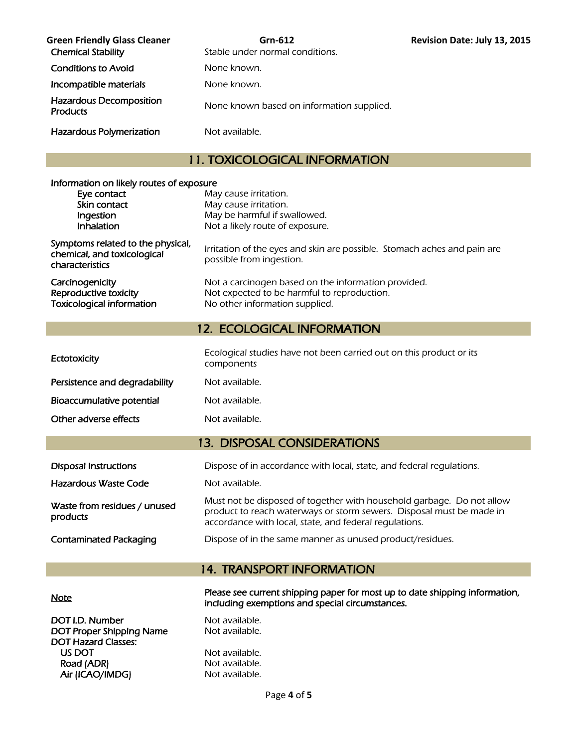| | |
|---|---|
| Chemical Stability | Stable under normal conditions. |
| Conditions to Avoid | None known. |
| Incompatible materials | None known. |
| Hazardous Decomposition Products | None known based on information supplied. |
| Hazardous Polymerization | Not available. |

## 11. TOXICOLOGICAL INFORMATION

**Information on likely routes of exposure**

| | |
|---|---|
| Eye contact | May cause irritation. |
| Skin contact | May cause irritation. |
| Ingestion | May be harmful if swallowed. |
| Inhalation | Not a likely route of exposure. |
| Symptoms related to the physical, chemical, and toxicological characteristics | Irritation of the eyes and skin are possible. Stomach aches and pain are possible from ingestion. |
| Carcinogenicity | Not a carcinogen based on the information provided. |
| Reproductive toxicity | Not expected to be harmful to reproduction. |
| Toxicological information | No other information supplied. |

## 12. ECOLOGICAL INFORMATION

| | |
|---|---|
| Ectotoxicity | Ecological studies have not been carried out on this product or its components |
| Persistence and degradability | Not available. |
| Bioaccumulative potential | Not available. |
| Other adverse effects | Not available. |

## 13. DISPOSAL CONSIDERATIONS

| | |
|---|---|
| Disposal Instructions | Dispose of in accordance with local, state, and federal regulations. |
| Hazardous Waste Code | Not available. |
| Waste from residues / unused products | Must not be disposed of together with household garbage. Do not allow product to reach waterways or storm sewers. Disposal must be made in accordance with local, state, and federal regulations. |
| Contaminated Packaging | Dispose of in the same manner as unused product/residues. |

## 14. TRANSPORT INFORMATION

| | |
|---|---|
| Note | **Please see current shipping paper for most up to date shipping information, including exemptions and special circumstances.** |
| DOT I.D. Number | Not available. |
| DOT Proper Shipping Name | Not available. |
| DOT Hazard Classes: | |
| US DOT | Not available. |
| Road (ADR) | Not available. |
| Air (ICAO/IMDG) | Not available. |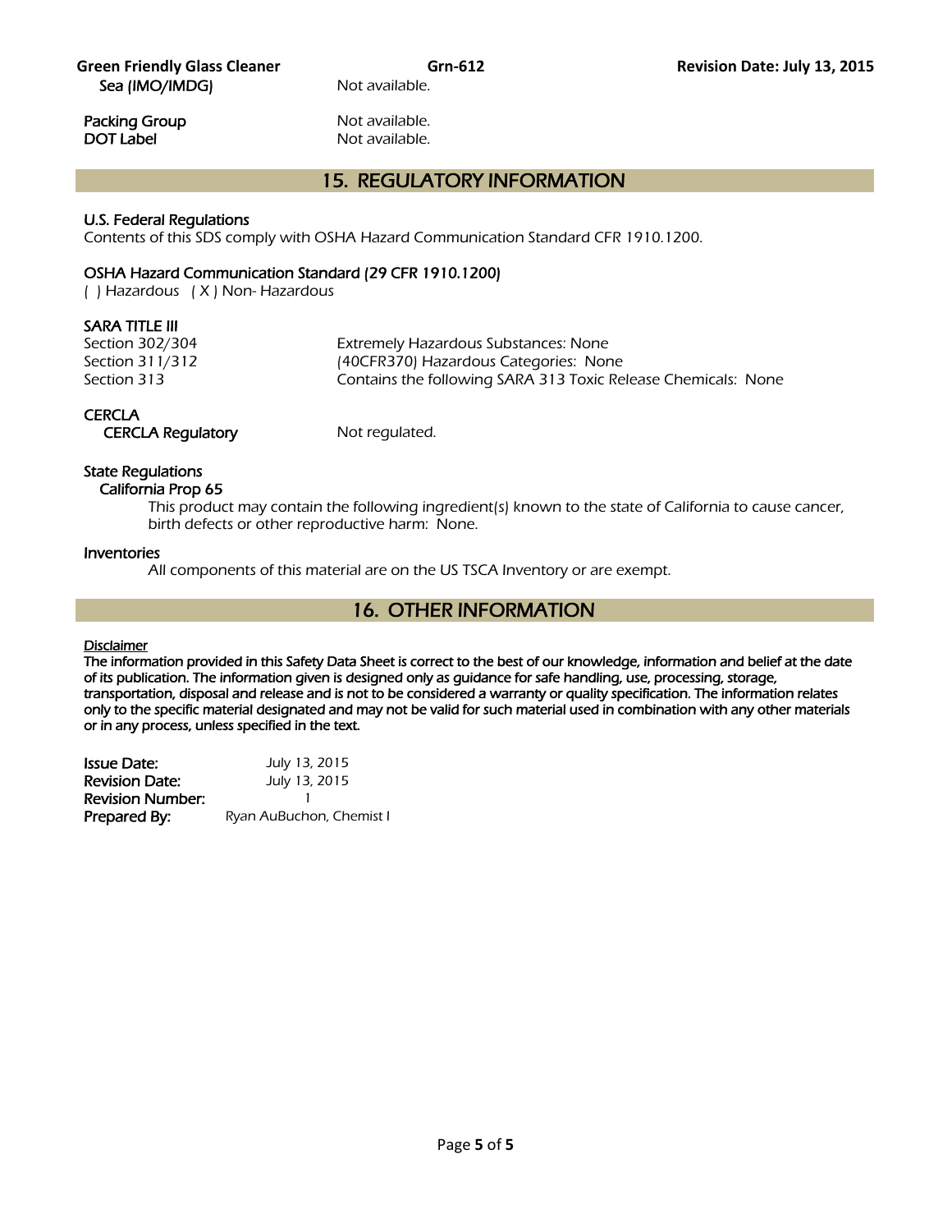| | |
|---|---|
| Sea (IMO/IMDG) | Not available. |
| Packing Group | Not available. |
| DOT Label | Not available. |

## 15. REGULATORY INFORMATION

### U.S. Federal Regulations

Contents of this SDS comply with OSHA Hazard Communication Standard CFR 1910.1200.

### OSHA Hazard Communication Standard (29 CFR 1910.1200)

( ) Hazardous ( X ) Non- Hazardous

### SARA TITLE III

| | |
|---|---|
| Section 302/304 | Extremely Hazardous Substances: None |
| Section 311/312 | (40CFR370) Hazardous Categories: None |
| Section 313 | Contains the following SARA 313 Toxic Release Chemicals: None |

### CERCLA

**CERCLA Regulatory** Not regulated.

### State Regulations

**California Prop 65**

This product may contain the following ingredient(s) known to the state of California to cause cancer, birth defects or other reproductive harm: None.

### Inventories

All components of this material are on the US TSCA Inventory or are exempt.

## 16. OTHER INFORMATION

Disclaimer

**The information provided in this Safety Data Sheet is correct to the best of our knowledge, information and belief at the date of its publication. The information given is designed only as guidance for safe handling, use, processing, storage, transportation, disposal and release and is not to be considered a warranty or quality specification. The information relates only to the specific material designated and may not be valid for such material used in combination with any other materials or in any process, unless specified in the text.**

| | |
|---|---|
| **Issue Date:** | July 13, 2015 |
| **Revision Date:** | July 13, 2015 |
| **Revision Number:** | 1 |
| **Prepared By:** | Ryan AuBuchon, Chemist I |